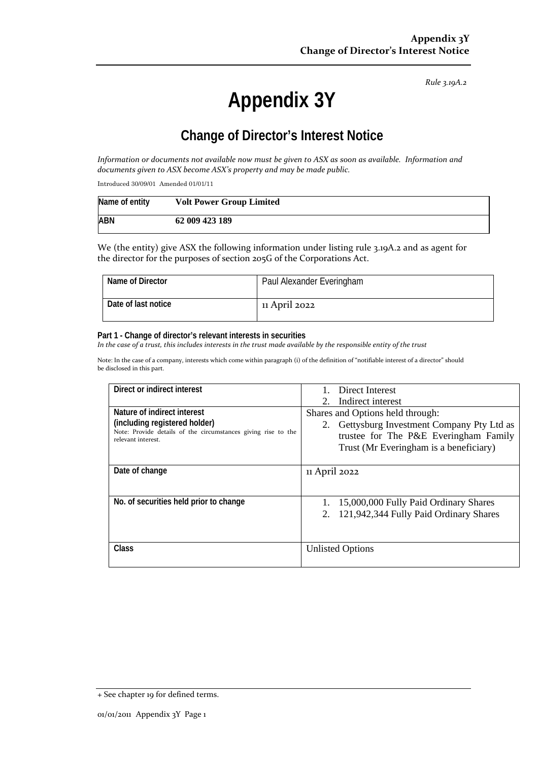Rule 3.19A.2

# Appendix 3Y

## Change of Director's Interest Notice

*Information or documents not available now must be given to ASX as soon as available. Information and documents given to ASX become ASX's property and may be made public.*

Introduced 30/09/01 Amended 01/01/11

| Name of entity | **Volt Power Group Limited** |
|---|---|
| ABN | **62 009 423 189** |

We (the entity) give ASX the following information under listing rule 3.19A.2 and as agent for the director for the purposes of section 205G of the Corporations Act.

| Name of Director | Paul Alexander Everingham |
|---|---|
| Date of last notice | 11 April 2022 |

**Part 1 - Change of director's relevant interests in securities**

*In the case of a trust, this includes interests in the trust made available by the responsible entity of the trust*

Note: In the case of a company, interests which come within paragraph (i) of the definition of "notifiable interest of a director" should be disclosed in this part.

| Direct or indirect interest | 1. Direct Interest<br>2. Indirect interest |
|---|---|
| **Nature of indirect interest (including registered holder)**<br>Note: Provide details of the circumstances giving rise to the relevant interest. | Shares and Options held through:<br>2. Gettysburg Investment Company Pty Ltd as trustee for The P&E Everingham Family Trust (Mr Everingham is a beneficiary) |
| Date of change | 11 April 2022 |
| No. of securities held prior to change | 1. 15,000,000 Fully Paid Ordinary Shares<br>2. 121,942,344 Fully Paid Ordinary Shares |
| Class | Unlisted Options |

+ See chapter 19 for defined terms.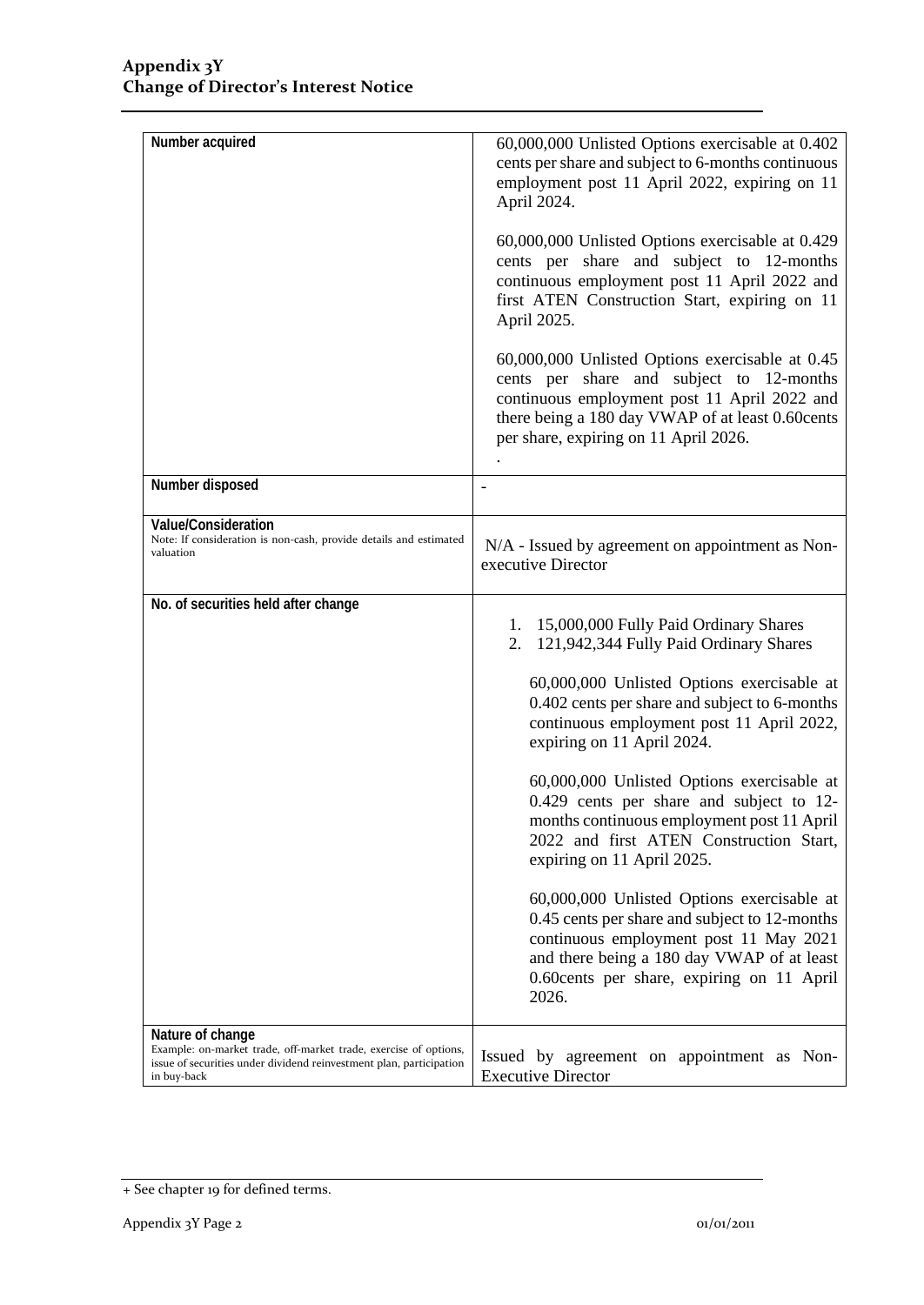| | |
|---|---|
| **Number acquired** | 60,000,000 Unlisted Options exercisable at 0.402 cents per share and subject to 6-months continuous employment post 11 April 2022, expiring on 11 April 2024.<br><br>60,000,000 Unlisted Options exercisable at 0.429 cents per share and subject to 12-months continuous employment post 11 April 2022 and first ATEN Construction Start, expiring on 11 April 2025.<br><br>60,000,000 Unlisted Options exercisable at 0.45 cents per share and subject to 12-months continuous employment post 11 April 2022 and there being a 180 day VWAP of at least 0.60cents per share, expiring on 11 April 2026.<br><br>. |
| **Number disposed** | - |
| **Value/Consideration**<br>Note: If consideration is non-cash, provide details and estimated valuation | N/A - Issued by agreement on appointment as Non-executive Director |
| **No. of securities held after change** | 1. 15,000,000 Fully Paid Ordinary Shares<br>2. 121,942,344 Fully Paid Ordinary Shares<br><br>60,000,000 Unlisted Options exercisable at 0.402 cents per share and subject to 6-months continuous employment post 11 April 2022, expiring on 11 April 2024.<br><br>60,000,000 Unlisted Options exercisable at 0.429 cents per share and subject to 12-months continuous employment post 11 April 2022 and first ATEN Construction Start, expiring on 11 April 2025.<br><br>60,000,000 Unlisted Options exercisable at 0.45 cents per share and subject to 12-months continuous employment post 11 May 2021 and there being a 180 day VWAP of at least 0.60cents per share, expiring on 11 April 2026. |
| **Nature of change**<br>Example: on-market trade, off-market trade, exercise of options, issue of securities under dividend reinvestment plan, participation in buy-back | Issued by agreement on appointment as Non-Executive Director |

+ See chapter 19 for defined terms.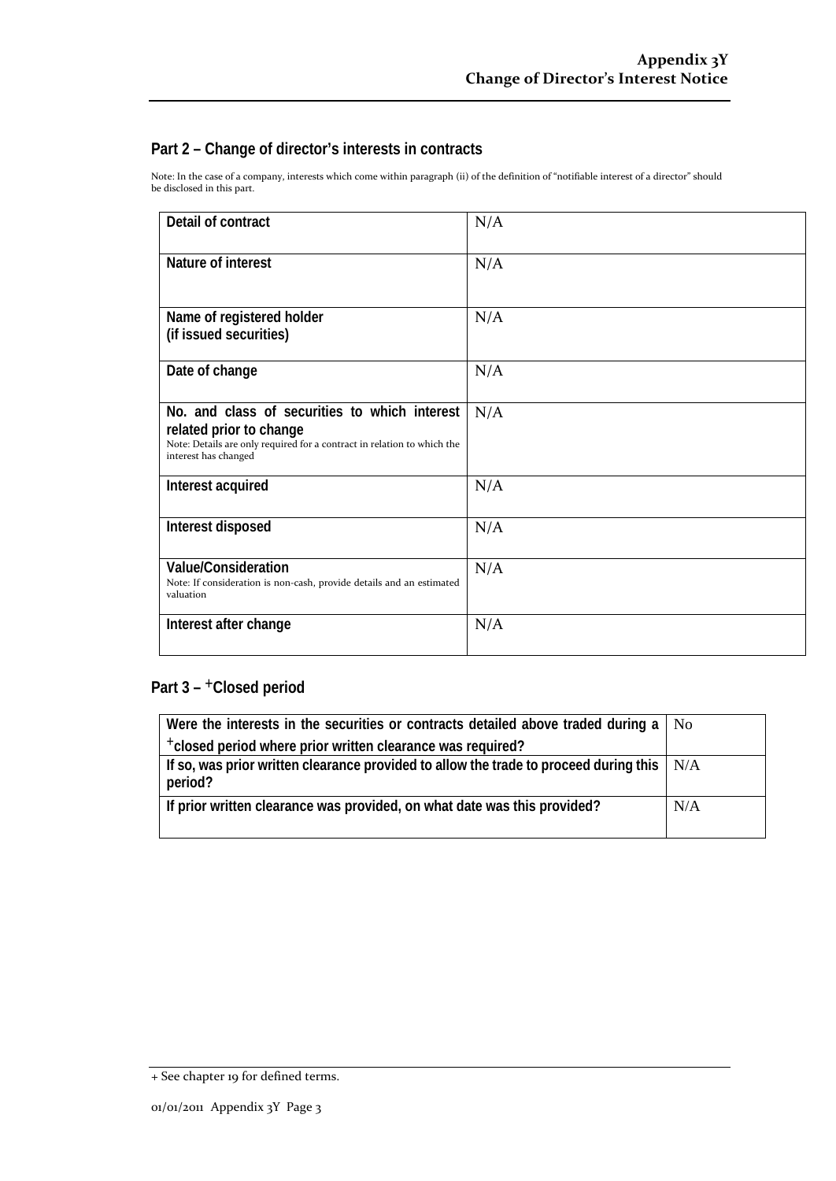## Part 2 – Change of director's interests in contracts

Note: In the case of a company, interests which come within paragraph (ii) of the definition of "notifiable interest of a director" should be disclosed in this part.

| | |
|---|---|
| **Detail of contract** | N/A |
| **Nature of interest** | N/A |
| **Name of registered holder (if issued securities)** | N/A |
| **Date of change** | N/A |
| **No. and class of securities to which interest related prior to change** Note: Details are only required for a contract in relation to which the interest has changed | N/A |
| **Interest acquired** | N/A |
| **Interest disposed** | N/A |
| **Value/Consideration** Note: If consideration is non-cash, provide details and an estimated valuation | N/A |
| **Interest after change** | N/A |

## Part 3 – +Closed period

| | |
|---|---|
| **Were the interests in the securities or contracts detailed above traded during a +closed period where prior written clearance was required?** | No |
| **If so, was prior written clearance provided to allow the trade to proceed during this period?** | N/A |
| **If prior written clearance was provided, on what date was this provided?** | N/A |

+ See chapter 19 for defined terms.